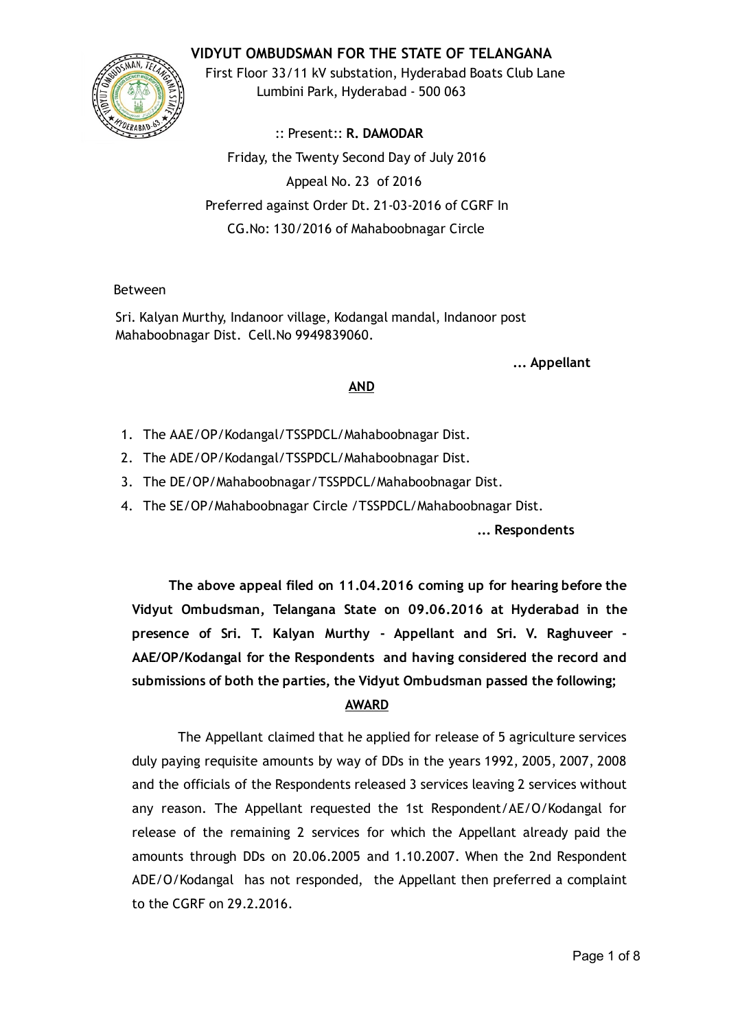# VIDYUT OMBUDSMAN FOR THE STATE OF TELANGANA

First Floor 33/11 kV substation, Hyderabad Boats Club Lane
Lumbini Park, Hyderabad - 500 063

:: Present:: **R. DAMODAR**

Friday, the Twenty Second Day of July 2016

Appeal No. 23 of 2016

Preferred against Order Dt. 21-03-2016 of CGRF In
CG.No: 130/2016 of Mahaboobnagar Circle

Between

Sri. Kalyan Murthy, Indanoor village, Kodangal mandal, Indanoor post
Mahaboobnagar Dist. Cell.No 9949839060.

**... Appellant**

**AND**

1. The AAE/OP/Kodangal/TSSPDCL/Mahaboobnagar Dist.
2. The ADE/OP/Kodangal/TSSPDCL/Mahaboobnagar Dist.
3. The DE/OP/Mahaboobnagar/TSSPDCL/Mahaboobnagar Dist.
4. The SE/OP/Mahaboobnagar Circle /TSSPDCL/Mahaboobnagar Dist.

**... Respondents**

**The above appeal filed on 11.04.2016 coming up for hearing before the Vidyut Ombudsman, Telangana State on 09.06.2016 at Hyderabad in the presence of Sri. T. Kalyan Murthy - Appellant and Sri. V. Raghuveer - AAE/OP/Kodangal for the Respondents and having considered the record and submissions of both the parties, the Vidyut Ombudsman passed the following;**

**AWARD**

The Appellant claimed that he applied for release of 5 agriculture services duly paying requisite amounts by way of DDs in the years 1992, 2005, 2007, 2008 and the officials of the Respondents released 3 services leaving 2 services without any reason. The Appellant requested the 1st Respondent/AE/O/Kodangal for release of the remaining 2 services for which the Appellant already paid the amounts through DDs on 20.06.2005 and 1.10.2007. When the 2nd Respondent ADE/O/Kodangal has not responded, the Appellant then preferred a complaint to the CGRF on 29.2.2016.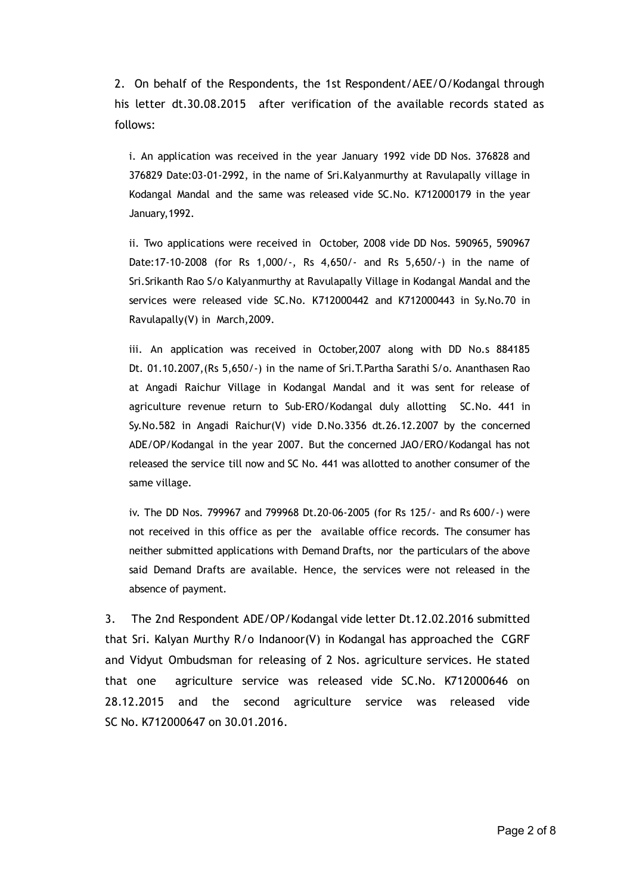2. On behalf of the Respondents, the 1st Respondent/AEE/O/Kodangal through his letter dt.30.08.2015 after verification of the available records stated as follows:

i. An application was received in the year January 1992 vide DD Nos. 376828 and 376829 Date:03-01-2992, in the name of Sri.Kalyanmurthy at Ravulapally village in Kodangal Mandal and the same was released vide SC.No. K712000179 in the year January,1992.

ii. Two applications were received in October, 2008 vide DD Nos. 590965, 590967 Date:17-10-2008 (for Rs 1,000/-, Rs 4,650/- and Rs 5,650/-) in the name of Sri.Srikanth Rao S/o Kalyanmurthy at Ravulapally Village in Kodangal Mandal and the services were released vide SC.No. K712000442 and K712000443 in Sy.No.70 in Ravulapally(V) in March,2009.

iii. An application was received in October,2007 along with DD No.s 884185 Dt. 01.10.2007,(Rs 5,650/-) in the name of Sri.T.Partha Sarathi S/o. Ananthasen Rao at Angadi Raichur Village in Kodangal Mandal and it was sent for release of agriculture revenue return to Sub-ERO/Kodangal duly allotting SC.No. 441 in Sy.No.582 in Angadi Raichur(V) vide D.No.3356 dt.26.12.2007 by the concerned ADE/OP/Kodangal in the year 2007. But the concerned JAO/ERO/Kodangal has not released the service till now and SC No. 441 was allotted to another consumer of the same village.

iv. The DD Nos. 799967 and 799968 Dt.20-06-2005 (for Rs 125/- and Rs 600/-) were not received in this office as per the available office records. The consumer has neither submitted applications with Demand Drafts, nor the particulars of the above said Demand Drafts are available. Hence, the services were not released in the absence of payment.

3. The 2nd Respondent ADE/OP/Kodangal vide letter Dt.12.02.2016 submitted that Sri. Kalyan Murthy R/o Indanoor(V) in Kodangal has approached the CGRF and Vidyut Ombudsman for releasing of 2 Nos. agriculture services. He stated that one agriculture service was released vide SC.No. K712000646 on 28.12.2015 and the second agriculture service was released vide SC No. K712000647 on 30.01.2016.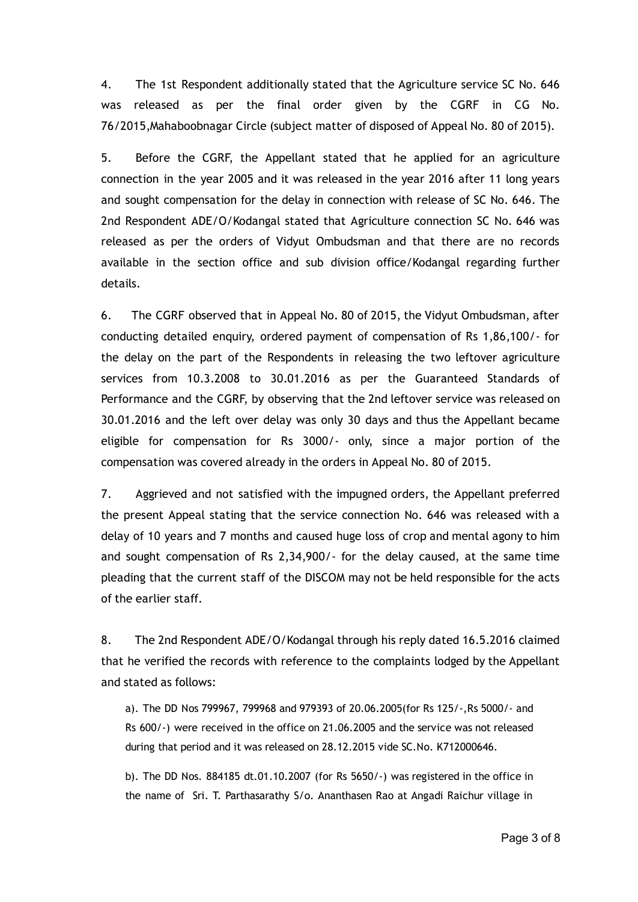4. The 1st Respondent additionally stated that the Agriculture service SC No. 646 was released as per the final order given by the CGRF in CG No. 76/2015,Mahaboobnagar Circle (subject matter of disposed of Appeal No. 80 of 2015).

5. Before the CGRF, the Appellant stated that he applied for an agriculture connection in the year 2005 and it was released in the year 2016 after 11 long years and sought compensation for the delay in connection with release of SC No. 646. The 2nd Respondent ADE/O/Kodangal stated that Agriculture connection SC No. 646 was released as per the orders of Vidyut Ombudsman and that there are no records available in the section office and sub division office/Kodangal regarding further details.

6. The CGRF observed that in Appeal No. 80 of 2015, the Vidyut Ombudsman, after conducting detailed enquiry, ordered payment of compensation of Rs 1,86,100/- for the delay on the part of the Respondents in releasing the two leftover agriculture services from 10.3.2008 to 30.01.2016 as per the Guaranteed Standards of Performance and the CGRF, by observing that the 2nd leftover service was released on 30.01.2016 and the left over delay was only 30 days and thus the Appellant became eligible for compensation for Rs 3000/- only, since a major portion of the compensation was covered already in the orders in Appeal No. 80 of 2015.

7. Aggrieved and not satisfied with the impugned orders, the Appellant preferred the present Appeal stating that the service connection No. 646 was released with a delay of 10 years and 7 months and caused huge loss of crop and mental agony to him and sought compensation of Rs 2,34,900/- for the delay caused, at the same time pleading that the current staff of the DISCOM may not be held responsible for the acts of the earlier staff.

8. The 2nd Respondent ADE/O/Kodangal through his reply dated 16.5.2016 claimed that he verified the records with reference to the complaints lodged by the Appellant and stated as follows:

a). The DD Nos 799967, 799968 and 979393 of 20.06.2005(for Rs 125/-,Rs 5000/- and Rs 600/-) were received in the office on 21.06.2005 and the service was not released during that period and it was released on 28.12.2015 vide SC.No. K712000646.

b). The DD Nos. 884185 dt.01.10.2007 (for Rs 5650/-) was registered in the office in the name of Sri. T. Parthasarathy S/o. Ananthasen Rao at Angadi Raichur village in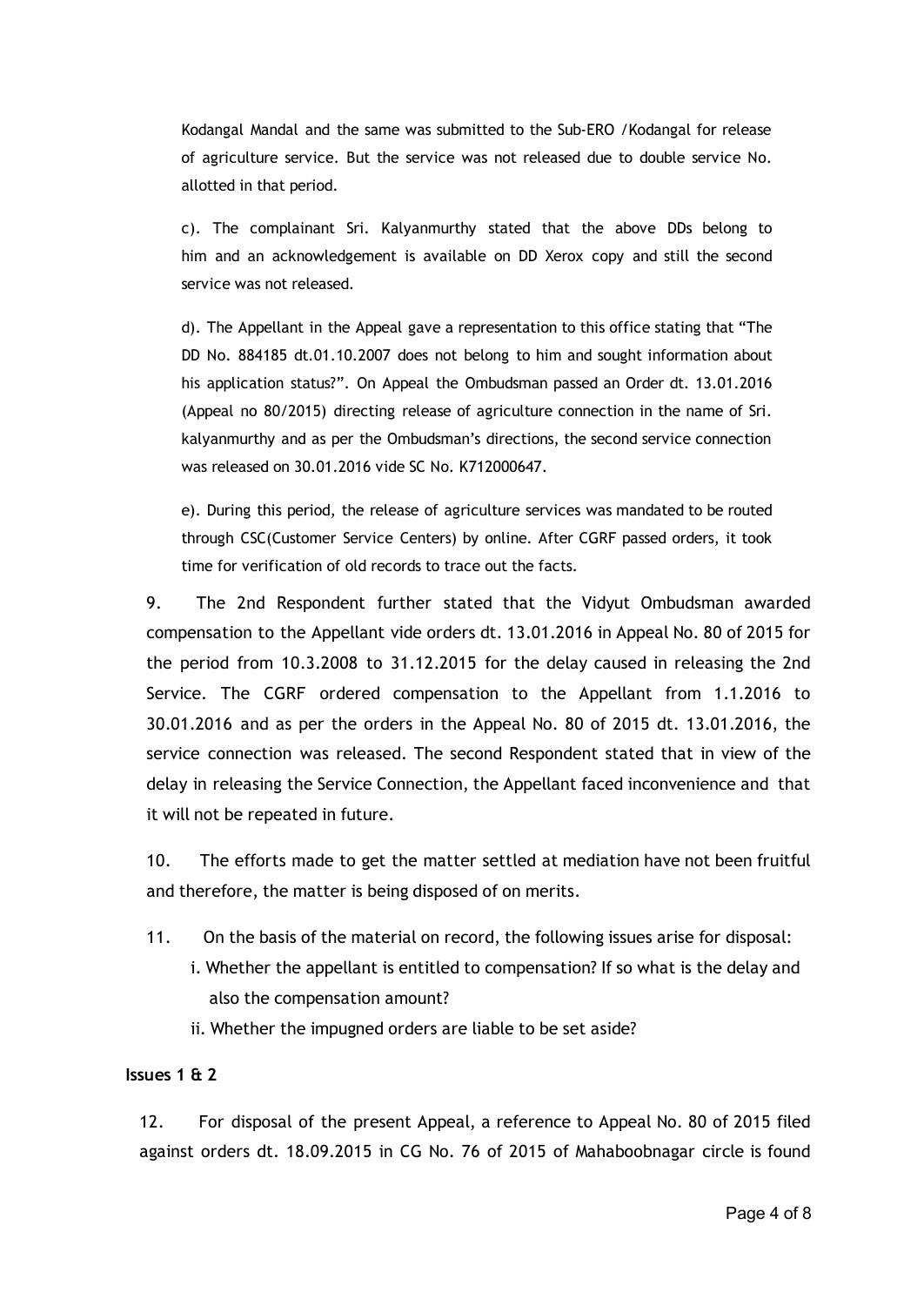Kodangal Mandal and the same was submitted to the Sub-ERO /Kodangal for release of agriculture service. But the service was not released due to double service No. allotted in that period.

c). The complainant Sri. Kalyanmurthy stated that the above DDs belong to him and an acknowledgement is available on DD Xerox copy and still the second service was not released.

d). The Appellant in the Appeal gave a representation to this office stating that "The DD No. 884185 dt.01.10.2007 does not belong to him and sought information about his application status?". On Appeal the Ombudsman passed an Order dt. 13.01.2016 (Appeal no 80/2015) directing release of agriculture connection in the name of Sri. kalyanmurthy and as per the Ombudsman's directions, the second service connection was released on 30.01.2016 vide SC No. K712000647.

e). During this period, the release of agriculture services was mandated to be routed through CSC(Customer Service Centers) by online. After CGRF passed orders, it took time for verification of old records to trace out the facts.

9. The 2nd Respondent further stated that the Vidyut Ombudsman awarded compensation to the Appellant vide orders dt. 13.01.2016 in Appeal No. 80 of 2015 for the period from 10.3.2008 to 31.12.2015 for the delay caused in releasing the 2nd Service. The CGRF ordered compensation to the Appellant from 1.1.2016 to 30.01.2016 and as per the orders in the Appeal No. 80 of 2015 dt. 13.01.2016, the service connection was released. The second Respondent stated that in view of the delay in releasing the Service Connection, the Appellant faced inconvenience and that it will not be repeated in future.

10. The efforts made to get the matter settled at mediation have not been fruitful and therefore, the matter is being disposed of on merits.

11. On the basis of the material on record, the following issues arise for disposal:

i. Whether the appellant is entitled to compensation? If so what is the delay and also the compensation amount?

ii. Whether the impugned orders are liable to be set aside?

**Issues 1 & 2**

12. For disposal of the present Appeal, a reference to Appeal No. 80 of 2015 filed against orders dt. 18.09.2015 in CG No. 76 of 2015 of Mahaboobnagar circle is found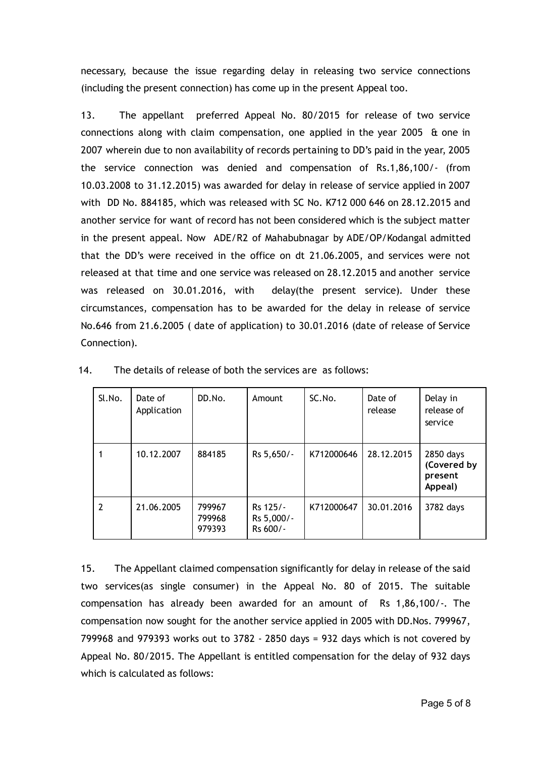necessary, because the issue regarding delay in releasing two service connections (including the present connection) has come up in the present Appeal too.

13. The appellant preferred Appeal No. 80/2015 for release of two service connections along with claim compensation, one applied in the year 2005 & one in 2007 wherein due to non availability of records pertaining to DD's paid in the year, 2005 the service connection was denied and compensation of Rs.1,86,100/- (from 10.03.2008 to 31.12.2015) was awarded for delay in release of service applied in 2007 with DD No. 884185, which was released with SC No. K712 000 646 on 28.12.2015 and another service for want of record has not been considered which is the subject matter in the present appeal. Now ADE/R2 of Mahabubnagar by ADE/OP/Kodangal admitted that the DD's were received in the office on dt 21.06.2005, and services were not released at that time and one service was released on 28.12.2015 and another service was released on 30.01.2016, with delay(the present service). Under these circumstances, compensation has to be awarded for the delay in release of service No.646 from 21.6.2005 ( date of application) to 30.01.2016 (date of release of Service Connection).

14. The details of release of both the services are as follows:

| Sl.No. | Date of Application | DD.No. | Amount | SC.No. | Date of release | Delay in release of service |
|---|---|---|---|---|---|---|
| 1 | 10.12.2007 | 884185 | Rs 5,650/- | K712000646 | 28.12.2015 | 2850 days **(Covered by present Appeal)** |
| 2 | 21.06.2005 | 799967<br>799968<br>979393 | Rs 125/-<br>Rs 5,000/-<br>Rs 600/- | K712000647 | 30.01.2016 | 3782 days |

15. The Appellant claimed compensation significantly for delay in release of the said two services(as single consumer) in the Appeal No. 80 of 2015. The suitable compensation has already been awarded for an amount of Rs 1,86,100/-. The compensation now sought for the another service applied in 2005 with DD.Nos. 799967, 799968 and 979393 works out to 3782 - 2850 days = 932 days which is not covered by Appeal No. 80/2015. The Appellant is entitled compensation for the delay of 932 days which is calculated as follows: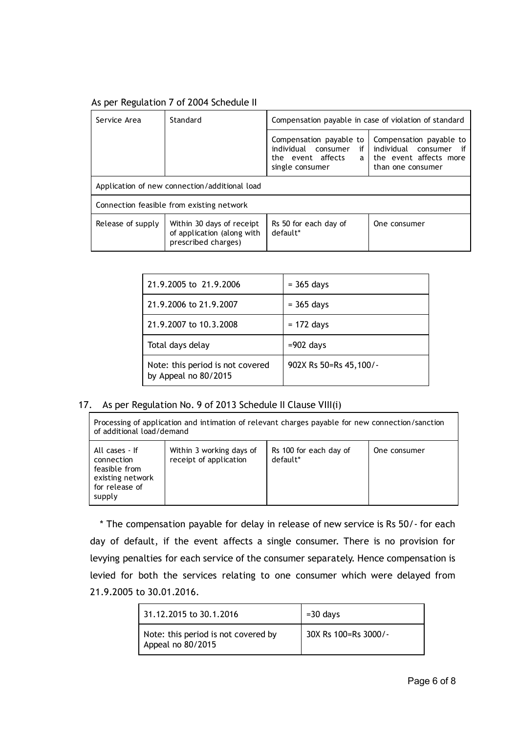As per Regulation 7 of 2004 Schedule II

| Service Area | Standard | Compensation payable in case of violation of standard | |
|---|---|---|---|
| | | Compensation payable to individual consumer if the event affects a single consumer | Compensation payable to individual consumer if the event affects more than one consumer |
| Application of new connection/additional load | | | |
| Connection feasible from existing network | | | |
| Release of supply | Within 30 days of receipt of application (along with prescribed charges) | Rs 50 for each day of default* | One consumer |

| | |
|---|---|
| 21.9.2005 to 21.9.2006 | = 365 days |
| 21.9.2006 to 21.9.2007 | = 365 days |
| 21.9.2007 to 10.3.2008 | = 172 days |
| Total days delay | =902 days |
| Note: this period is not covered by Appeal no 80/2015 | 902X Rs 50=Rs 45,100/- |

17. As per Regulation No. 9 of 2013 Schedule II Clause VIII(i)

| Processing of application and intimation of relevant charges payable for new connection/sanction of additional load/demand | | | |
|---|---|---|---|
| All cases - If connection feasible from existing network for release of supply | Within 3 working days of receipt of application | Rs 100 for each day of default* | One consumer |

\* The compensation payable for delay in release of new service is Rs 50/- for each day of default, if the event affects a single consumer. There is no provision for levying penalties for each service of the consumer separately. Hence compensation is levied for both the services relating to one consumer which were delayed from 21.9.2005 to 30.01.2016.

| | |
|---|---|
| 31.12.2015 to 30.1.2016 | =30 days |
| Note: this period is not covered by Appeal no 80/2015 | 30X Rs 100=Rs 3000/- |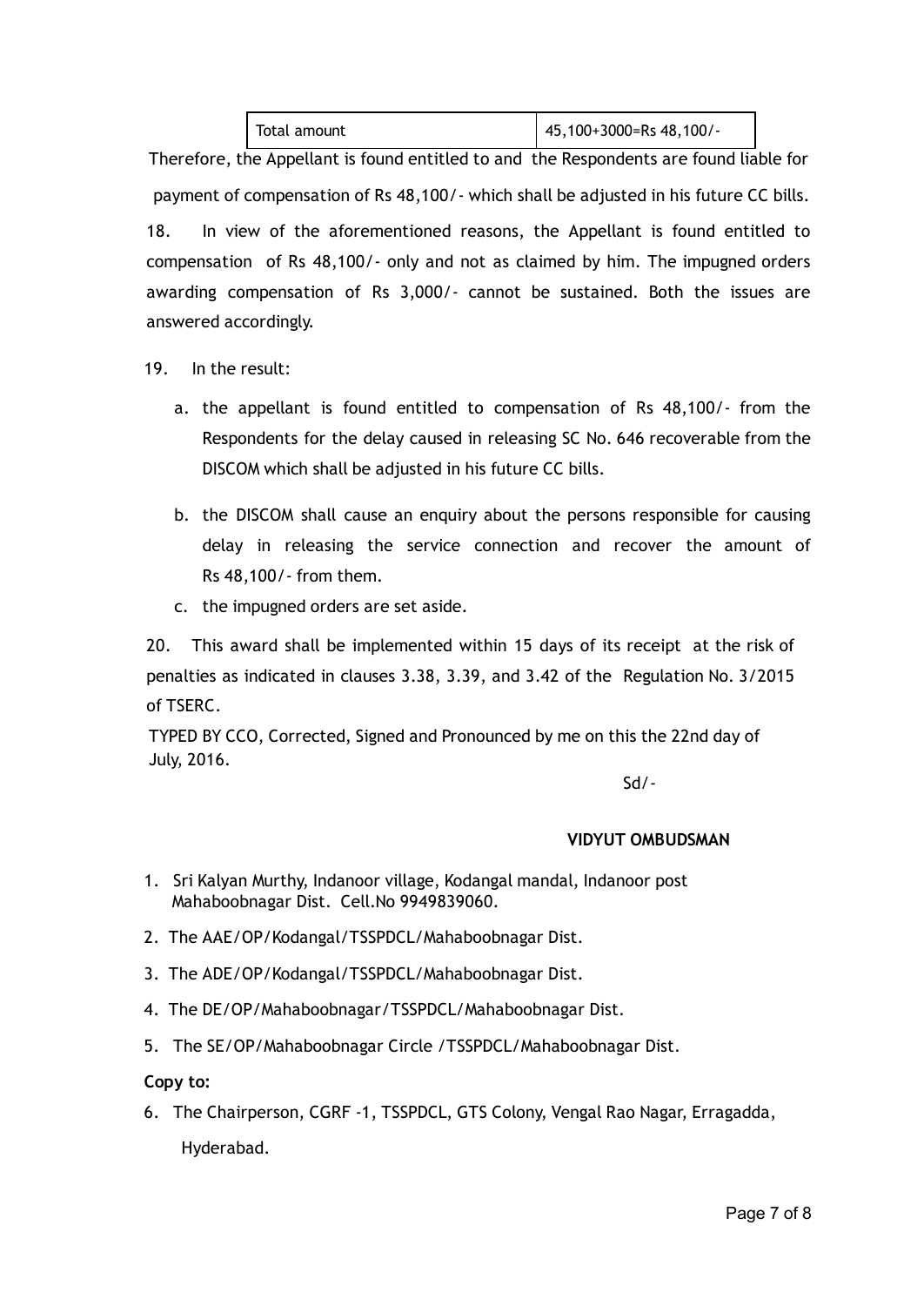| Total amount | 45,100+3000=Rs 48,100/- |
|---|---|

Therefore, the Appellant is found entitled to and the Respondents are found liable for payment of compensation of Rs 48,100/- which shall be adjusted in his future CC bills.

18. In view of the aforementioned reasons, the Appellant is found entitled to compensation of Rs 48,100/- only and not as claimed by him. The impugned orders awarding compensation of Rs 3,000/- cannot be sustained. Both the issues are answered accordingly.

19. In the result:

a. the appellant is found entitled to compensation of Rs 48,100/- from the Respondents for the delay caused in releasing SC No. 646 recoverable from the DISCOM which shall be adjusted in his future CC bills.

b. the DISCOM shall cause an enquiry about the persons responsible for causing delay in releasing the service connection and recover the amount of Rs 48,100/- from them.

c. the impugned orders are set aside.

20. This award shall be implemented within 15 days of its receipt at the risk of penalties as indicated in clauses 3.38, 3.39, and 3.42 of the Regulation No. 3/2015 of TSERC.

TYPED BY CCO, Corrected, Signed and Pronounced by me on this the 22nd day of July, 2016.

Sd/-

**VIDYUT OMBUDSMAN**

1. Sri Kalyan Murthy, Indanoor village, Kodangal mandal, Indanoor post Mahaboobnagar Dist. Cell.No 9949839060.
2. The AAE/OP/Kodangal/TSSPDCL/Mahaboobnagar Dist.
3. The ADE/OP/Kodangal/TSSPDCL/Mahaboobnagar Dist.
4. The DE/OP/Mahaboobnagar/TSSPDCL/Mahaboobnagar Dist.
5. The SE/OP/Mahaboobnagar Circle /TSSPDCL/Mahaboobnagar Dist.

**Copy to:**

6. The Chairperson, CGRF -1, TSSPDCL, GTS Colony, Vengal Rao Nagar, Erragadda, Hyderabad.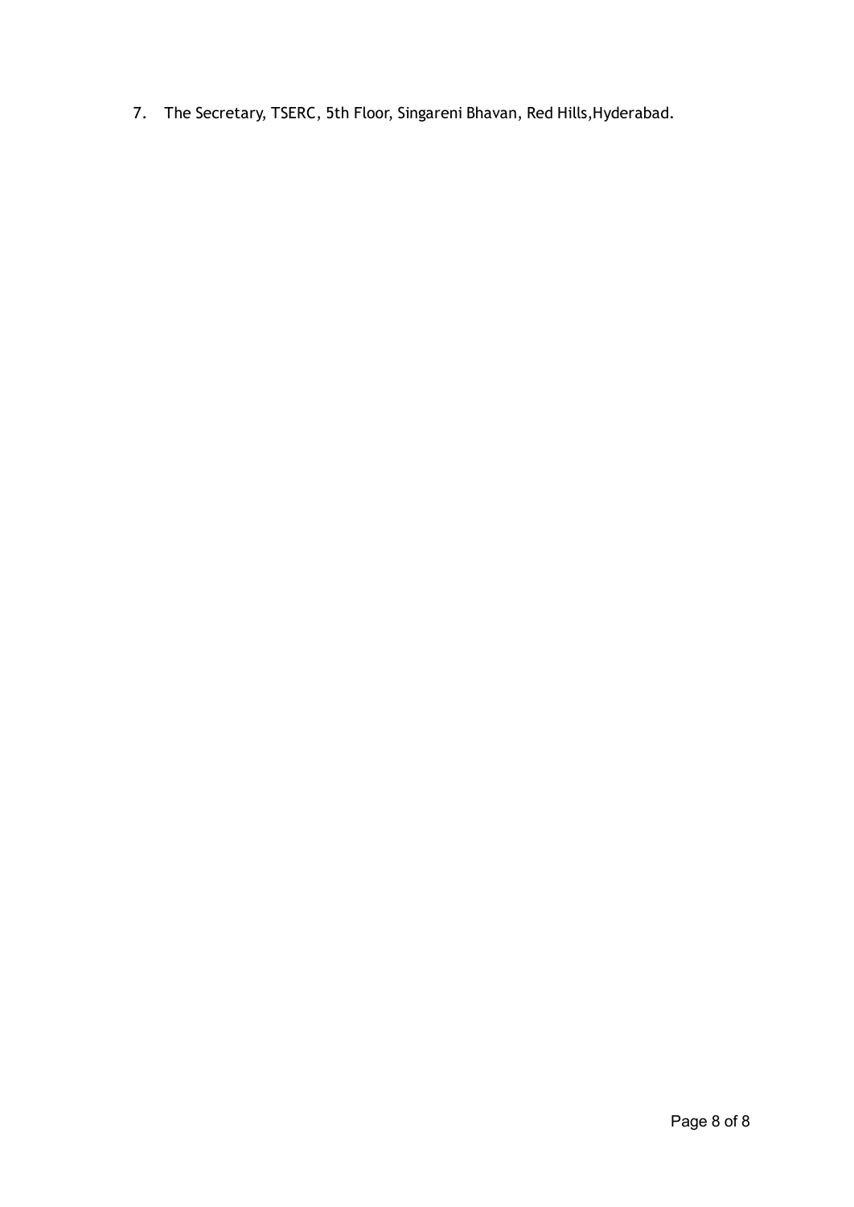7. The Secretary, TSERC, 5th Floor, Singareni Bhavan, Red Hills,Hyderabad.